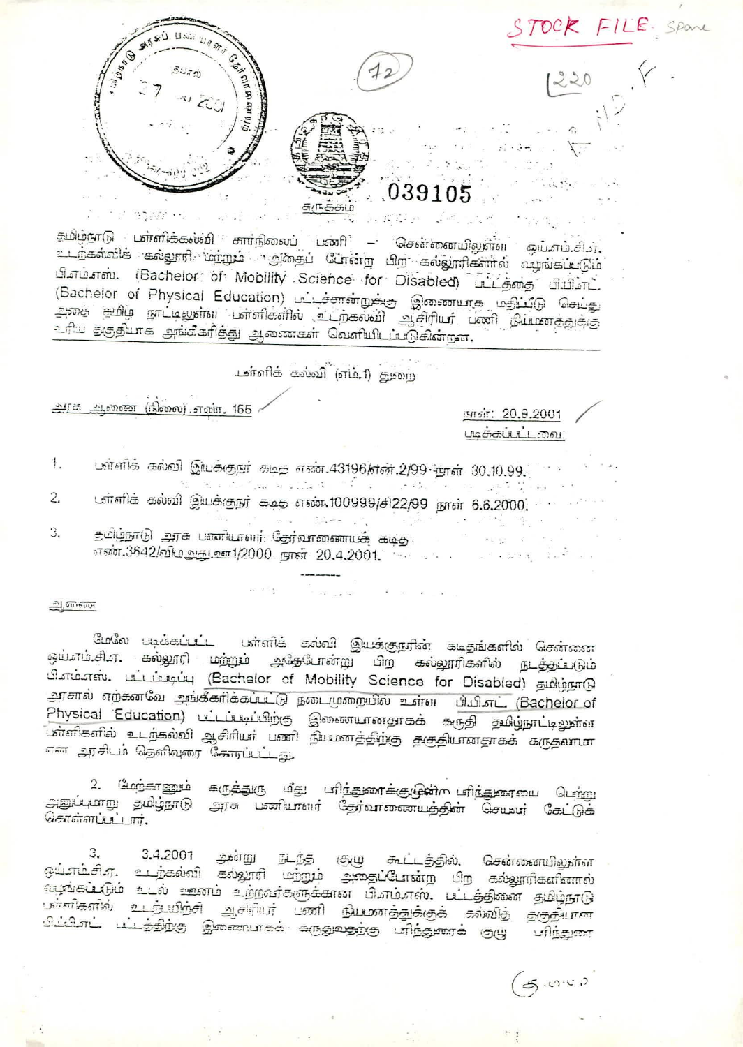STOCK FILE. Spare

(72)

1220

039105

சுருக்கம்

தமிழ்நாடு பள்ளிக்கல்வி சார்நிலைப் பணி – சென்னையிலுள்ள ஒய்.எம்.சி.ஏ. உடற்கல்வித் கல்லூரி மற்றும் அதைப் போன்ற பிற கல்லூரிகளால் வழங்கப்படும் பி.எம்.எஸ். (Bachelor of Mobility Science for Disabled) பட்டத்தை பி.பி.எட். (Bachelor of Physical Education) பட்டச்சான்றுக்கு இணையாக மதிப்பீடு செய்து அதை தமிழ் நாட்டிலுள்ள பள்ளிகளில் உடற்கல்வி ஆசிரியர் பணி நியமனத்துக்கு உரிய தகுதியாக அங்கீகரித்து ஆணைகள் வெளியிடப்படுகின்றன.

பள்ளிக் கல்வி (எம்.1) துறை

அரசு ஆணை (நிலை) எண். 165 நாள்: 20.9.2001

படிக்கப்பட்டவை:

1. பள்ளிக் கல்வி இயக்குநர் கடித எண்.43196/எம்.2/99 நாள் 30.10.99.
2. பள்ளிக் கல்வி இயக்குநர் கடித எண்.100999/சி22/99 நாள் 6.6.2000.
3. தமிழ்நாடு அரசு பணியாளர் தேர்வாணையக் கடித எண்.3642/விம அது.ஊ1/2000 நாள் 20.4.2001.

---

ஆணை

மேலே படிக்கப்பட்ட பள்ளிக் கல்வி இயக்குநரின் கடிதங்களில் சென்னை ஒய்.எம்.சி.ஏ. கல்லூரி மற்றும் அதேபோன்று பிற கல்லூரிகளில் நடத்தப்படும் பி.எம்.எஸ். பட்டப்படிப்பு (Bachelor of Mobility Science for Disabled) தமிழ்நாடு அரசால் ஏற்கனவே அங்கீகரிக்கப்பட்டு நடைமுறையில் உள்ள பி.பி.எட். (Bachelor of Physical Education) பட்டப்படிப்பிற்கு இணையானதாகக் கருதி தமிழ்நாட்டிலுள்ள பள்ளிகளில் உடற்கல்வி ஆசிரியர் பணி நியமனத்திற்கு தகுதியானதாகக் கருதலாமா என அரசிடம் தெளிவுரை கோரப்பட்டது.

2. மேற்காணும் கருத்துரு மீது பரிந்துரைக்குழுவின் பரிந்துரையை பெற்று அனுப்புமாறு தமிழ்நாடு அரசு பணியாளர் தேர்வாணையத்தின் செயலர் கேட்டுக் கொள்ளப்பட்டார்.

3. 3.4.2001 அன்று நடந்த குழு கூட்டத்தில், சென்னையிலுள்ள ஒய்.எம்.சி.ஏ. உடற்கல்வி கல்லூரி மற்றும் அதைப்போன்ற பிற கல்லூரிகளினால் வழங்கப்படும் உடல் ஊனம் உற்றவர்களுக்கான பி.எம்.எஸ். பட்டத்தினை தமிழ்நாடு பள்ளிகளில் உடற்பயிற்சி ஆசிரியர் பணி நியமனத்துக்குக் கல்வித் தகுதியான பி.பி.எட். பட்டத்திற்கு இணையாகக் கருதுவதற்கு பரிந்துரைக் குழு பரிந்துரை

(த.பா.)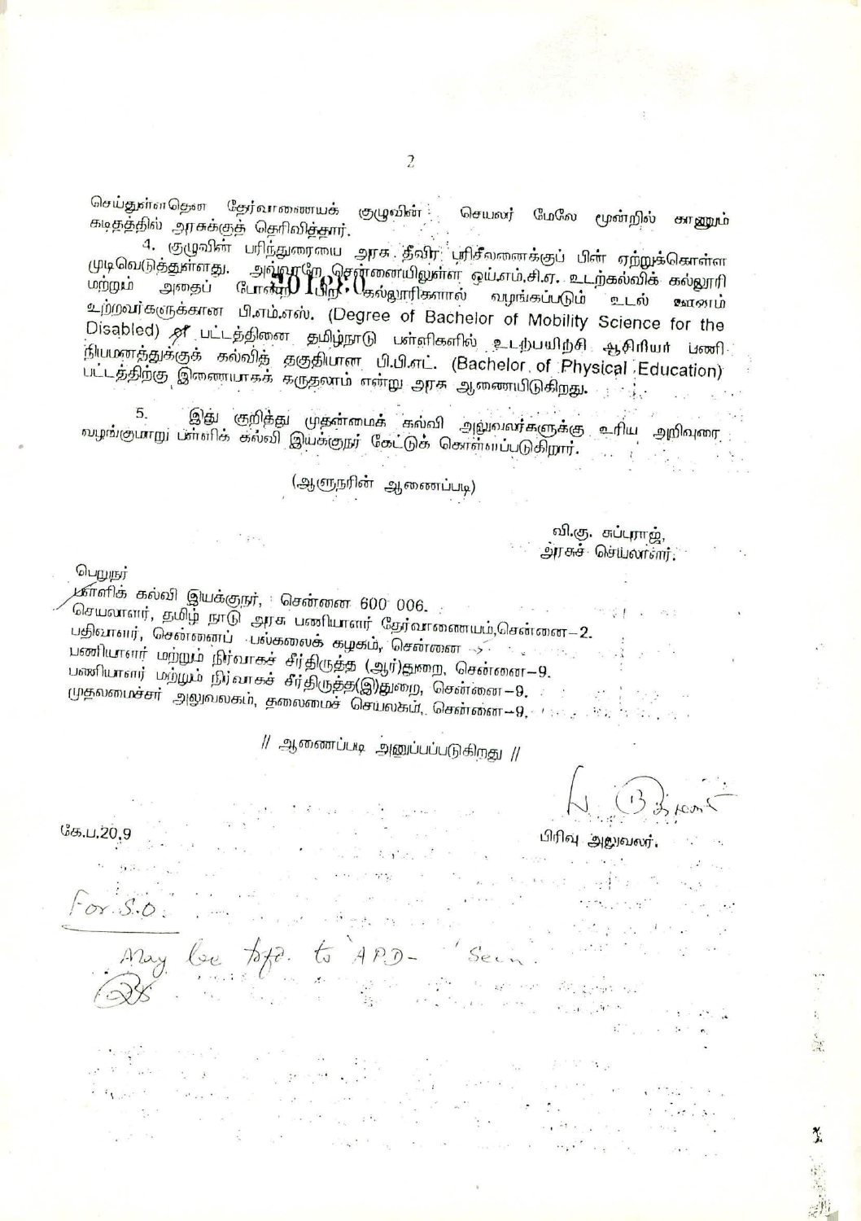செய்துள்ளதென தேர்வாணையக் குழுவின் செயலர் மேலே மூன்றில் காணும் கடிதத்தில் அரசுக்குத் தெரிவித்தார்.

4. குழுவின் பரிந்துரையை அரசு தீவிர பரிசீலனைக்குப் பின் ஏற்றுக்கொள்ள முடிவெடுத்துள்ளது. அவ்வாறே சென்னையிலுள்ள ஒய்.எம்.சி.ஏ. உடற்கல்விக் கல்லூரி மற்றும் அதைப் போன்ற பிற கல்லூரிகளால் வழங்கப்படும் உடல் ஊனம் உற்றவர்களுக்கான பி.எம்.எஸ். (Degree of Bachelor of Mobility Science for the Disabled) ~~of~~ பட்டத்தினை தமிழ்நாடு பள்ளிகளில் உடற்பயிற்சி ஆசிரியர் பணி நியமனத்துக்குக் கல்வித் தகுதியான பி.பி.எட். (Bachelor of Physical Education) பட்டத்திற்கு இணையாகக் கருதலாம் என்று அரசு ஆணையிடுகிறது.

5. இது குறித்து முதன்மைக் கல்வி அலுவலர்களுக்கு உரிய அறிவுரை வழங்குமாறு பள்ளிக் கல்வி இயக்குநர் கேட்டுக் கொள்ளப்படுகிறார்.

(ஆளுநரின் ஆணைப்படி)

வி.கு. சுப்புராஜ்,
அரசுச் செயலாளர்.

பெறுநர்

பள்ளிக் கல்வி இயக்குநர், சென்னை 600 006.
செயலாளர், தமிழ் நாடு அரசு பணியாளர் தேர்வாணையம்,சென்னை–2.
பதிவாளர், சென்னைப் பல்கலைக் கழகம், சென்னை –5.
பணியாளர் மற்றும் நிர்வாகச் சீர்திருத்த (ஆர்)துறை, சென்னை–9.
பணியாளர் மற்றும் நிர்வாகச் சீர்திருத்த(இ)துறை, சென்னை–9.
முதலமைச்சர் அலுவலகம், தலைமைச் செயலகம், சென்னை–9.

// ஆணைப்படி அனுப்பப்படுகிறது //

கே.ப.20.9

பிரிவு அலுவலர்.

For S.O.

May be trfd. to APD - Seen